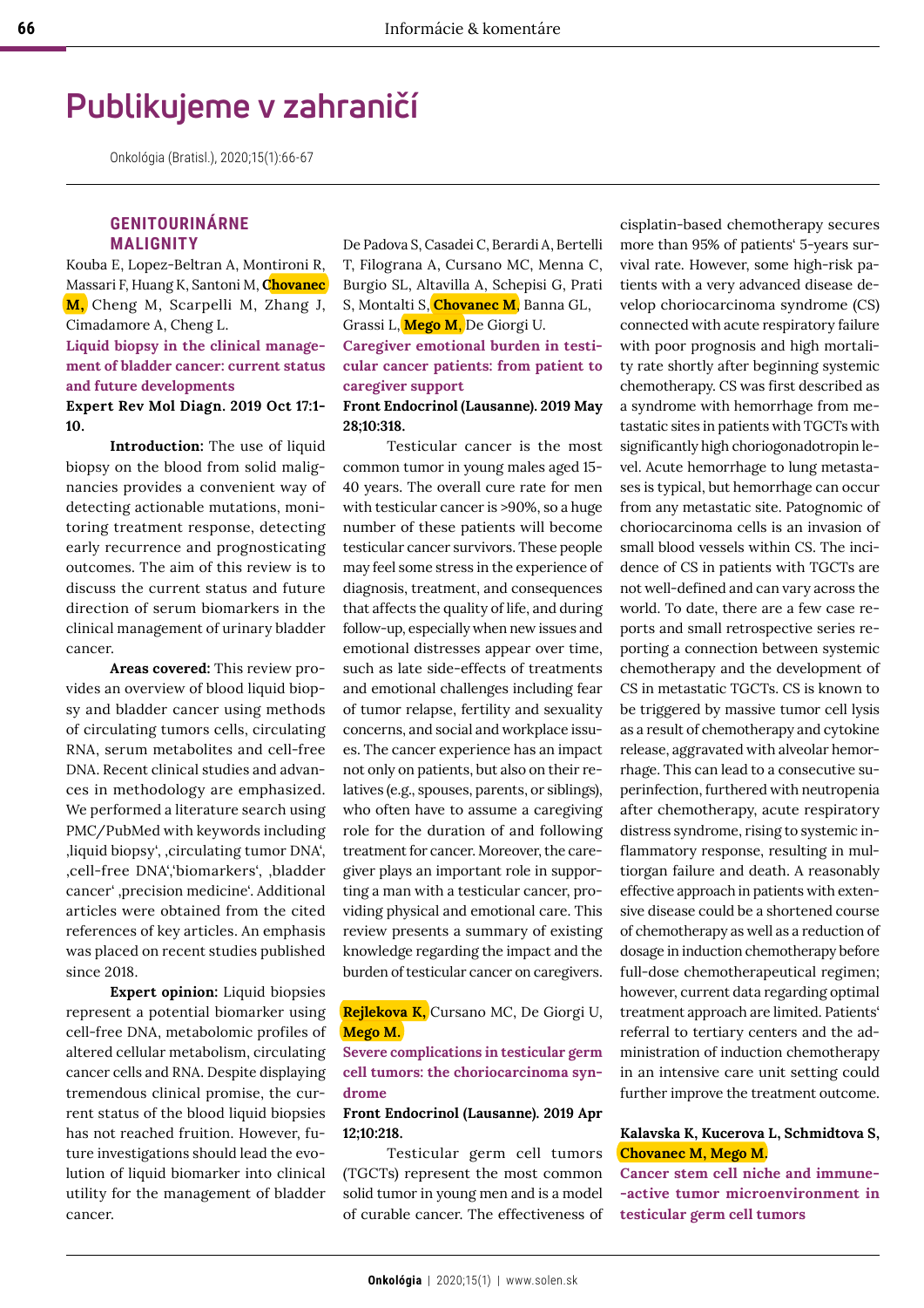# Publikujeme v zahraničí

Onkológia (Bratisl.), 2020;15(1):66-67

## GENITOURINÁRNE MALIGNITY

Kouba E, Lopez-Beltran A, Montironi R, Massari F, Huang K, Santoni M, **Chovanec M,** Cheng M, Scarpelli M, Zhang J, Cimadamore A, Cheng L.

**Liquid biopsy in the clinical management of bladder cancer: current status and future developments**

**Expert Rev Mol Diagn. 2019 Oct 17:1-10.**

**Introduction:** The use of liquid biopsy on the blood from solid malignancies provides a convenient way of detecting actionable mutations, monitoring treatment response, detecting early recurrence and prognosticating outcomes. The aim of this review is to discuss the current status and future direction of serum biomarkers in the clinical management of urinary bladder cancer.

**Areas covered:** This review provides an overview of blood liquid biopsy and bladder cancer using methods of circulating tumors cells, circulating RNA, serum metabolites and cell-free DNA. Recent clinical studies and advances in methodology are emphasized. We performed a literature search using PMC/PubMed with keywords including ‚liquid biopsy', ‚circulating tumor DNA', ‚cell-free DNA','biomarkers', ‚bladder cancer' ‚precision medicine'. Additional articles were obtained from the cited references of key articles. An emphasis was placed on recent studies published since 2018.

**Expert opinion:** Liquid biopsies represent a potential biomarker using cell-free DNA, metabolomic profiles of altered cellular metabolism, circulating cancer cells and RNA. Despite displaying tremendous clinical promise, the current status of the blood liquid biopsies has not reached fruition. However, future investigations should lead the evolution of liquid biomarker into clinical utility for the management of bladder cancer.

De Padova S, Casadei C, Berardi A, Bertelli T, Filograna A, Cursano MC, Menna C, Burgio SL, Altavilla A, Schepisi G, Prati S, Montalti S, **Chovanec M**, Banna GL, Grassi L, **Mego M**, De Giorgi U.

**Caregiver emotional burden in testicular cancer patients: from patient to caregiver support**

**Front Endocrinol (Lausanne). 2019 May 28;10:318.**

Testicular cancer is the most common tumor in young males aged 15-40 years. The overall cure rate for men with testicular cancer is >90%, so a huge number of these patients will become testicular cancer survivors. These people may feel some stress in the experience of diagnosis, treatment, and consequences that affects the quality of life, and during follow-up, especially when new issues and emotional distresses appear over time, such as late side-effects of treatments and emotional challenges including fear of tumor relapse, fertility and sexuality concerns, and social and workplace issues. The cancer experience has an impact not only on patients, but also on their relatives (e.g., spouses, parents, or siblings), who often have to assume a caregiving role for the duration of and following treatment for cancer. Moreover, the caregiver plays an important role in supporting a man with a testicular cancer, providing physical and emotional care. This review presents a summary of existing knowledge regarding the impact and the burden of testicular cancer on caregivers.

**Rejlekova K,** Cursano MC, De Giorgi U, **Mego M.**

**Severe complications in testicular germ cell tumors: the choriocarcinoma syndrome**

**Front Endocrinol (Lausanne). 2019 Apr 12;10:218.**

Testicular germ cell tumors (TGCTs) represent the most common solid tumor in young men and is a model of curable cancer. The effectiveness of cisplatin-based chemotherapy secures more than 95% of patients' 5-years survival rate. However, some high-risk patients with a very advanced disease develop choriocarcinoma syndrome (CS) connected with acute respiratory failure with poor prognosis and high mortality rate shortly after beginning systemic chemotherapy. CS was first described as a syndrome with hemorrhage from metastatic sites in patients with TGCTs with significantly high choriogonadotropin level. Acute hemorrhage to lung metastases is typical, but hemorrhage can occur from any metastatic site. Patognomic of choriocarcinoma cells is an invasion of small blood vessels within CS. The incidence of CS in patients with TGCTs are not well-defined and can vary across the world. To date, there are a few case reports and small retrospective series reporting a connection between systemic chemotherapy and the development of CS in metastatic TGCTs. CS is known to be triggered by massive tumor cell lysis as a result of chemotherapy and cytokine release, aggravated with alveolar hemorrhage. This can lead to a consecutive superinfection, furthered with neutropenia after chemotherapy, acute respiratory distress syndrome, rising to systemic inflammatory response, resulting in multiorgan failure and death. A reasonably effective approach in patients with extensive disease could be a shortened course of chemotherapy as well as a reduction of dosage in induction chemotherapy before full-dose chemotherapeutical regimen; however, current data regarding optimal treatment approach are limited. Patients' referral to tertiary centers and the administration of induction chemotherapy in an intensive care unit setting could further improve the treatment outcome.

**Kalavska K, Kucerova L, Schmidtova S, Chovanec M, Mego M.**

**Cancer stem cell niche and immune-active tumor microenvironment in testicular germ cell tumors**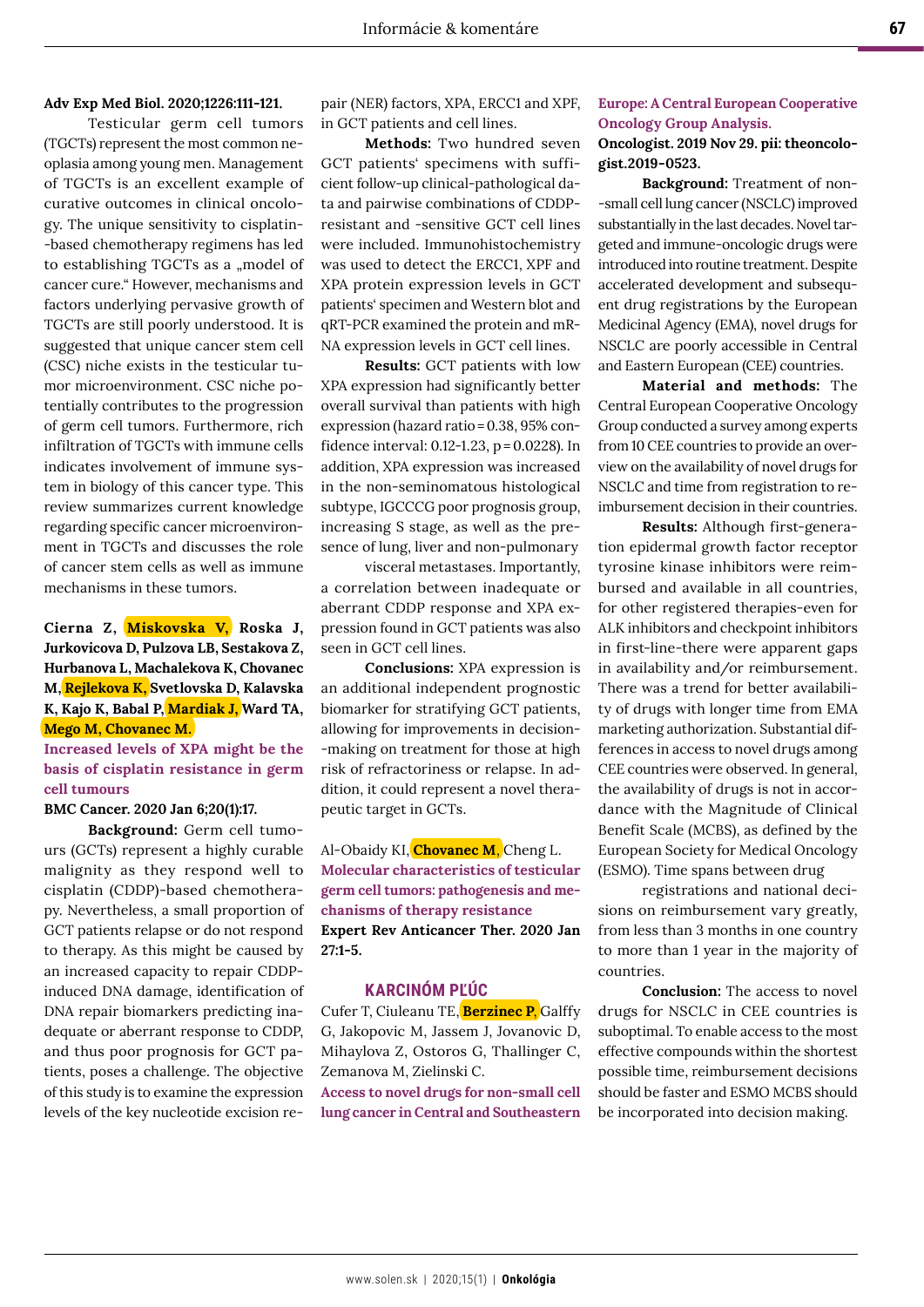**Adv Exp Med Biol. 2020;1226:111-121.**

Testicular germ cell tumors (TGCTs) represent the most common neoplasia among young men. Management of TGCTs is an excellent example of curative outcomes in clinical oncology. The unique sensitivity to cisplatin-based chemotherapy regimens has led to establishing TGCTs as a „model of cancer cure." However, mechanisms and factors underlying pervasive growth of TGCTs are still poorly understood. It is suggested that unique cancer stem cell (CSC) niche exists in the testicular tumor microenvironment. CSC niche potentially contributes to the progression of germ cell tumors. Furthermore, rich infiltration of TGCTs with immune cells indicates involvement of immune system in biology of this cancer type. This review summarizes current knowledge regarding specific cancer microenvironment in TGCTs and discusses the role of cancer stem cells as well as immune mechanisms in these tumors.

**Cierna Z, Miskovska V, Roska J, Jurkovicova D, Pulzova LB, Sestakova Z, Hurbanova L, Machalekova K, Chovanec M, Rejlekova K, Svetlovska D, Kalavska K, Kajo K, Babal P, Mardiak J, Ward TA, Mego M, Chovanec M.**

**Increased levels of XPA might be the basis of cisplatin resistance in germ cell tumours**

**BMC Cancer. 2020 Jan 6;20(1):17.**

**Background:** Germ cell tumours (GCTs) represent a highly curable malignity as they respond well to cisplatin (CDDP)-based chemotherapy. Nevertheless, a small proportion of GCT patients relapse or do not respond to therapy. As this might be caused by an increased capacity to repair CDDP-induced DNA damage, identification of DNA repair biomarkers predicting inadequate or aberrant response to CDDP, and thus poor prognosis for GCT patients, poses a challenge. The objective of this study is to examine the expression levels of the key nucleotide excision repair (NER) factors, XPA, ERCC1 and XPF, in GCT patients and cell lines.

**Methods:** Two hundred seven GCT patients' specimens with sufficient follow-up clinical-pathological data and pairwise combinations of CDDP-resistant and -sensitive GCT cell lines were included. Immunohistochemistry was used to detect the ERCC1, XPF and XPA protein expression levels in GCT patients' specimen and Western blot and qRT-PCR examined the protein and mRNA expression levels in GCT cell lines.

**Results:** GCT patients with low XPA expression had significantly better overall survival than patients with high expression (hazard ratio = 0.38, 95% confidence interval: 0.12-1.23, p = 0.0228). In addition, XPA expression was increased in the non-seminomatous histological subtype, IGCCCG poor prognosis group, increasing S stage, as well as the presence of lung, liver and non-pulmonary visceral metastases. Importantly, a correlation between inadequate or aberrant CDDP response and XPA expression found in GCT patients was also seen in GCT cell lines.

**Conclusions:** XPA expression is an additional independent prognostic biomarker for stratifying GCT patients, allowing for improvements in decision-making on treatment for those at high risk of refractoriness or relapse. In addition, it could represent a novel therapeutic target in GCTs.

Al-Obaidy KI, **Chovanec M,** Cheng L.

**Molecular characteristics of testicular germ cell tumors: pathogenesis and mechanisms of therapy resistance**

**Expert Rev Anticancer Ther. 2020 Jan 27:1-5.**

## KARCINÓM PĽÚC

Cufer T, Ciuleanu TE, **Berzinec P,** Galffy G, Jakopovic M, Jassem J, Jovanovic D, Mihaylova Z, Ostoros G, Thallinger C, Zemanova M, Zielinski C.

**Access to novel drugs for non-small cell lung cancer in Central and Southeastern Europe: A Central European Cooperative Oncology Group Analysis.**

**Oncologist. 2019 Nov 29. pii: theoncologist.2019-0523.**

**Background:** Treatment of non-small cell lung cancer (NSCLC) improved substantially in the last decades. Novel targeted and immune-oncologic drugs were introduced into routine treatment. Despite accelerated development and subsequent drug registrations by the European Medicinal Agency (EMA), novel drugs for NSCLC are poorly accessible in Central and Eastern European (CEE) countries.

**Material and methods:** The Central European Cooperative Oncology Group conducted a survey among experts from 10 CEE countries to provide an overview on the availability of novel drugs for NSCLC and time from registration to reimbursement decision in their countries.

**Results:** Although first-generation epidermal growth factor receptor tyrosine kinase inhibitors were reimbursed and available in all countries, for other registered therapies-even for ALK inhibitors and checkpoint inhibitors in first-line-there were apparent gaps in availability and/or reimbursement. There was a trend for better availability of drugs with longer time from EMA marketing authorization. Substantial differences in access to novel drugs among CEE countries were observed. In general, the availability of drugs is not in accordance with the Magnitude of Clinical Benefit Scale (MCBS), as defined by the European Society for Medical Oncology (ESMO). Time spans between drug registrations and national decisions on reimbursement vary greatly, from less than 3 months in one country to more than 1 year in the majority of countries.

**Conclusion:** The access to novel drugs for NSCLC in CEE countries is suboptimal. To enable access to the most effective compounds within the shortest possible time, reimbursement decisions should be faster and ESMO MCBS should be incorporated into decision making.